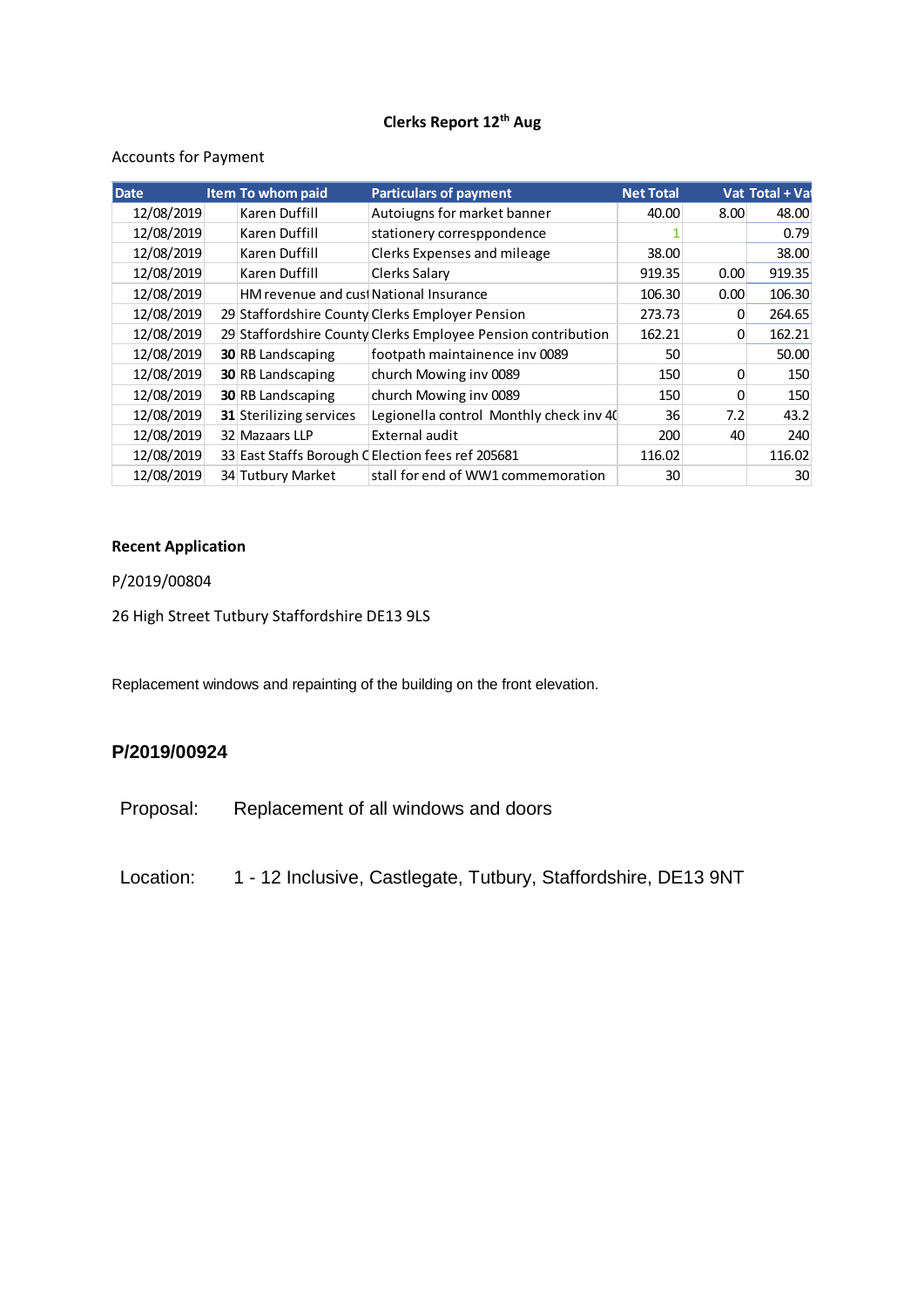**Clerks Report 12th Aug**

Accounts for Payment

| Date | Item | To whom paid | Particulars of payment | Net Total | Vat | Total + Vat |
|---|---|---|---|---|---|---|
| 12/08/2019 | | Karen Duffill | Autoiugns for market banner | 40.00 | 8.00 | 48.00 |
| 12/08/2019 | | Karen Duffill | stationery corresppondence | 1 | | 0.79 |
| 12/08/2019 | | Karen Duffill | Clerks Expenses and mileage | 38.00 | | 38.00 |
| 12/08/2019 | | Karen Duffill | Clerks Salary | 919.35 | 0.00 | 919.35 |
| 12/08/2019 | | HM revenue and cust | National Insurance | 106.30 | 0.00 | 106.30 |
| 12/08/2019 | 29 | Staffordshire County | Clerks Employer Pension | 273.73 | 0 | 264.65 |
| 12/08/2019 | 29 | Staffordshire County | Clerks Employee Pension contribution | 162.21 | 0 | 162.21 |
| 12/08/2019 | **30** | RB Landscaping | footpath maintainence inv 0089 | 50 | | 50.00 |
| 12/08/2019 | **30** | RB Landscaping | church Mowing inv 0089 | 150 | 0 | 150 |
| 12/08/2019 | **30** | RB Landscaping | church Mowing inv 0089 | 150 | 0 | 150 |
| 12/08/2019 | **31** | Sterilizing services | Legionella control Monthly check inv 40 | 36 | 7.2 | 43.2 |
| 12/08/2019 | 32 | Mazaars LLP | External audit | 200 | 40 | 240 |
| 12/08/2019 | 33 | East Staffs Borough C | Election fees ref 205681 | 116.02 | | 116.02 |
| 12/08/2019 | 34 | Tutbury Market | stall for end of WW1 commemoration | 30 | | 30 |

**Recent Application**

P/2019/00804

26 High Street Tutbury Staffordshire DE13 9LS

Replacement windows and repainting of the building on the front elevation.

**P/2019/00924**

Proposal: Replacement of all windows and doors

Location: 1 - 12 Inclusive, Castlegate, Tutbury, Staffordshire, DE13 9NT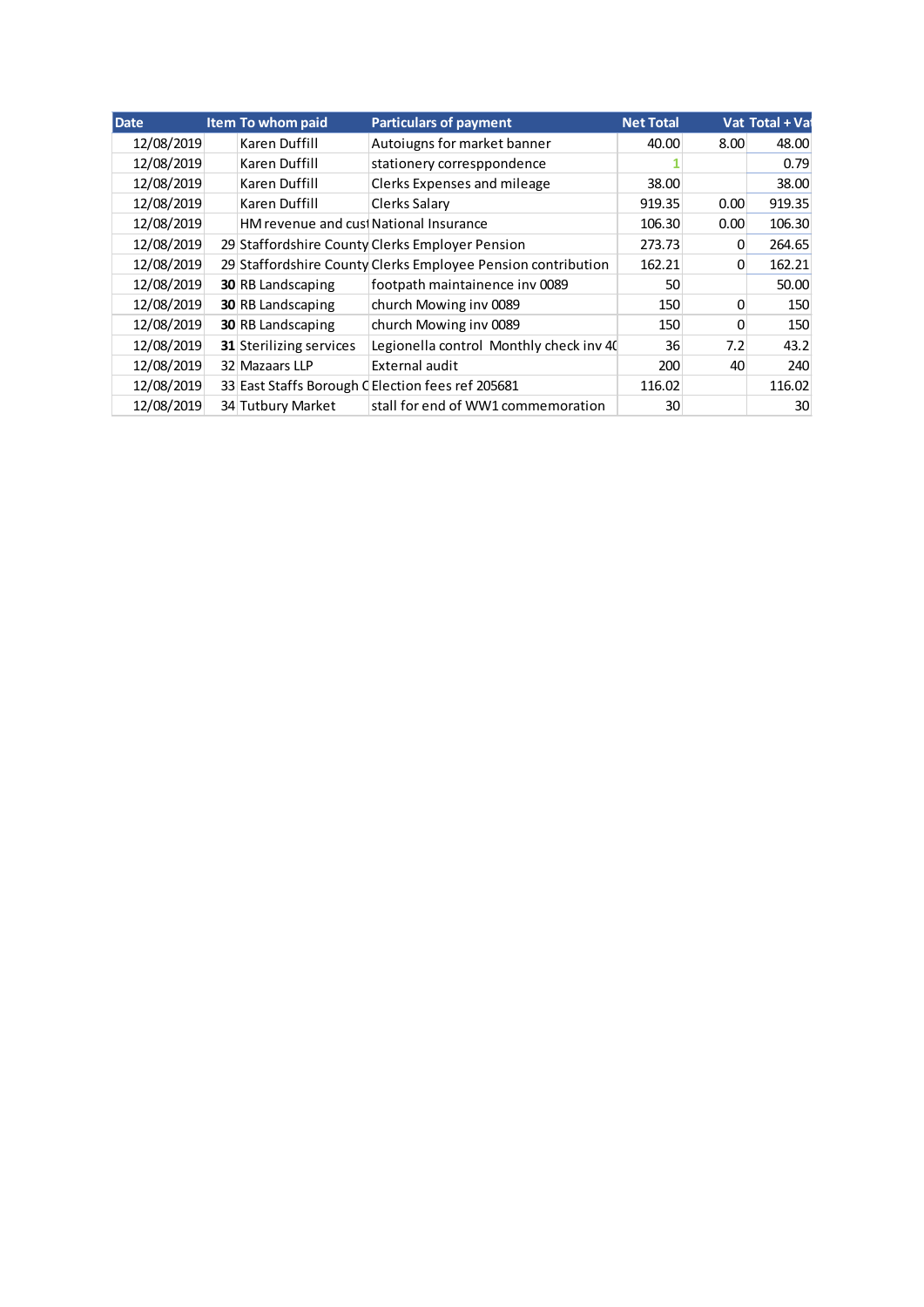| Date | Item | To whom paid | Particulars of payment | Net Total | Vat | Total + Vat |
|---|---|---|---|---|---|---|
| 12/08/2019 | | Karen Duffill | Autoiugns for market banner | 40.00 | 8.00 | 48.00 |
| 12/08/2019 | | Karen Duffill | stationery correspppondence | 1 | | 0.79 |
| 12/08/2019 | | Karen Duffill | Clerks Expenses and mileage | 38.00 | | 38.00 |
| 12/08/2019 | | Karen Duffill | Clerks Salary | 919.35 | 0.00 | 919.35 |
| 12/08/2019 | | HM revenue and cust | National Insurance | 106.30 | 0.00 | 106.30 |
| 12/08/2019 | 29 | Staffordshire County | Clerks Employer Pension | 273.73 | 0 | 264.65 |
| 12/08/2019 | 29 | Staffordshire County | Clerks Employee Pension contribution | 162.21 | 0 | 162.21 |
| 12/08/2019 | **30** | RB Landscaping | footpath maintainence inv 0089 | 50 | | 50.00 |
| 12/08/2019 | **30** | RB Landscaping | church Mowing inv 0089 | 150 | 0 | 150 |
| 12/08/2019 | **30** | RB Landscaping | church Mowing inv 0089 | 150 | 0 | 150 |
| 12/08/2019 | **31** | Sterilizing services | Legionella control Monthly check inv 40 | 36 | 7.2 | 43.2 |
| 12/08/2019 | 32 | Mazaars LLP | External audit | 200 | 40 | 240 |
| 12/08/2019 | 33 | East Staffs Borough C | Election fees ref 205681 | 116.02 | | 116.02 |
| 12/08/2019 | 34 | Tutbury Market | stall for end of WW1 commemoration | 30 | | 30 |